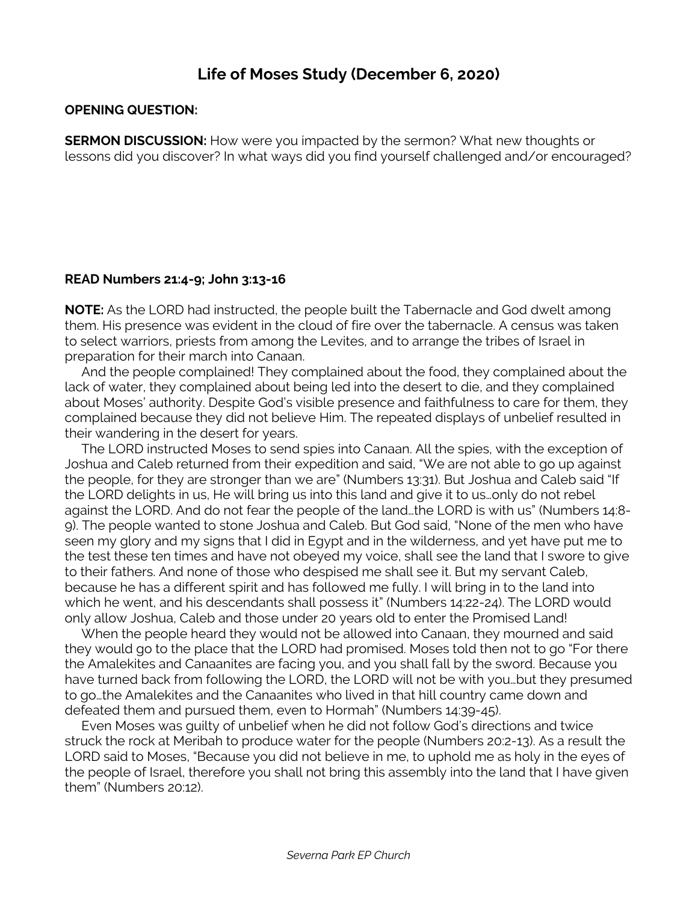# Life of Moses Study (December 6, 2020)

**OPENING QUESTION:**

**SERMON DISCUSSION:** How were you impacted by the sermon? What new thoughts or lessons did you discover? In what ways did you find yourself challenged and/or encouraged?

**READ Numbers 21:4-9; John 3:13-16**

**NOTE:** As the LORD had instructed, the people built the Tabernacle and God dwelt among them. His presence was evident in the cloud of fire over the tabernacle. A census was taken to select warriors, priests from among the Levites, and to arrange the tribes of Israel in preparation for their march into Canaan.

And the people complained! They complained about the food, they complained about the lack of water, they complained about being led into the desert to die, and they complained about Moses' authority. Despite God's visible presence and faithfulness to care for them, they complained because they did not believe Him. The repeated displays of unbelief resulted in their wandering in the desert for years.

The LORD instructed Moses to send spies into Canaan. All the spies, with the exception of Joshua and Caleb returned from their expedition and said, "We are not able to go up against the people, for they are stronger than we are" (Numbers 13:31). But Joshua and Caleb said "If the LORD delights in us, He will bring us into this land and give it to us…only do not rebel against the LORD. And do not fear the people of the land…the LORD is with us" (Numbers 14:8-9). The people wanted to stone Joshua and Caleb. But God said, "None of the men who have seen my glory and my signs that I did in Egypt and in the wilderness, and yet have put me to the test these ten times and have not obeyed my voice, shall see the land that I swore to give to their fathers. And none of those who despised me shall see it. But my servant Caleb, because he has a different spirit and has followed me fully. I will bring in to the land into which he went, and his descendants shall possess it" (Numbers 14:22-24). The LORD would only allow Joshua, Caleb and those under 20 years old to enter the Promised Land!

When the people heard they would not be allowed into Canaan, they mourned and said they would go to the place that the LORD had promised. Moses told then not to go "For there the Amalekites and Canaanites are facing you, and you shall fall by the sword. Because you have turned back from following the LORD, the LORD will not be with you…but they presumed to go…the Amalekites and the Canaanites who lived in that hill country came down and defeated them and pursued them, even to Hormah" (Numbers 14:39-45).

Even Moses was guilty of unbelief when he did not follow God's directions and twice struck the rock at Meribah to produce water for the people (Numbers 20:2-13). As a result the LORD said to Moses, "Because you did not believe in me, to uphold me as holy in the eyes of the people of Israel, therefore you shall not bring this assembly into the land that I have given them" (Numbers 20:12).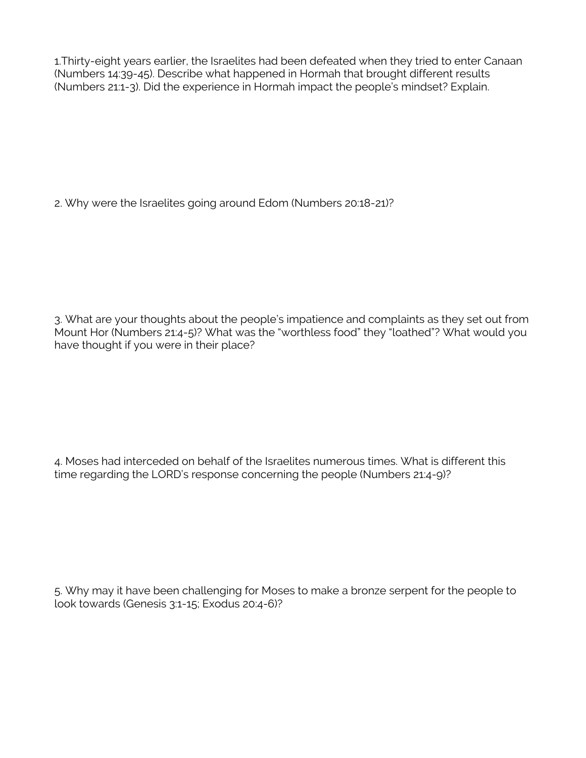1.Thirty-eight years earlier, the Israelites had been defeated when they tried to enter Canaan (Numbers 14:39-45). Describe what happened in Hormah that brought different results (Numbers 21:1-3). Did the experience in Hormah impact the people's mindset? Explain.

2. Why were the Israelites going around Edom (Numbers 20:18-21)?

3. What are your thoughts about the people's impatience and complaints as they set out from Mount Hor (Numbers 21:4-5)? What was the "worthless food" they "loathed"? What would you have thought if you were in their place?

4. Moses had interceded on behalf of the Israelites numerous times. What is different this time regarding the LORD's response concerning the people (Numbers 21:4-9)?

5. Why may it have been challenging for Moses to make a bronze serpent for the people to look towards (Genesis 3:1-15; Exodus 20:4-6)?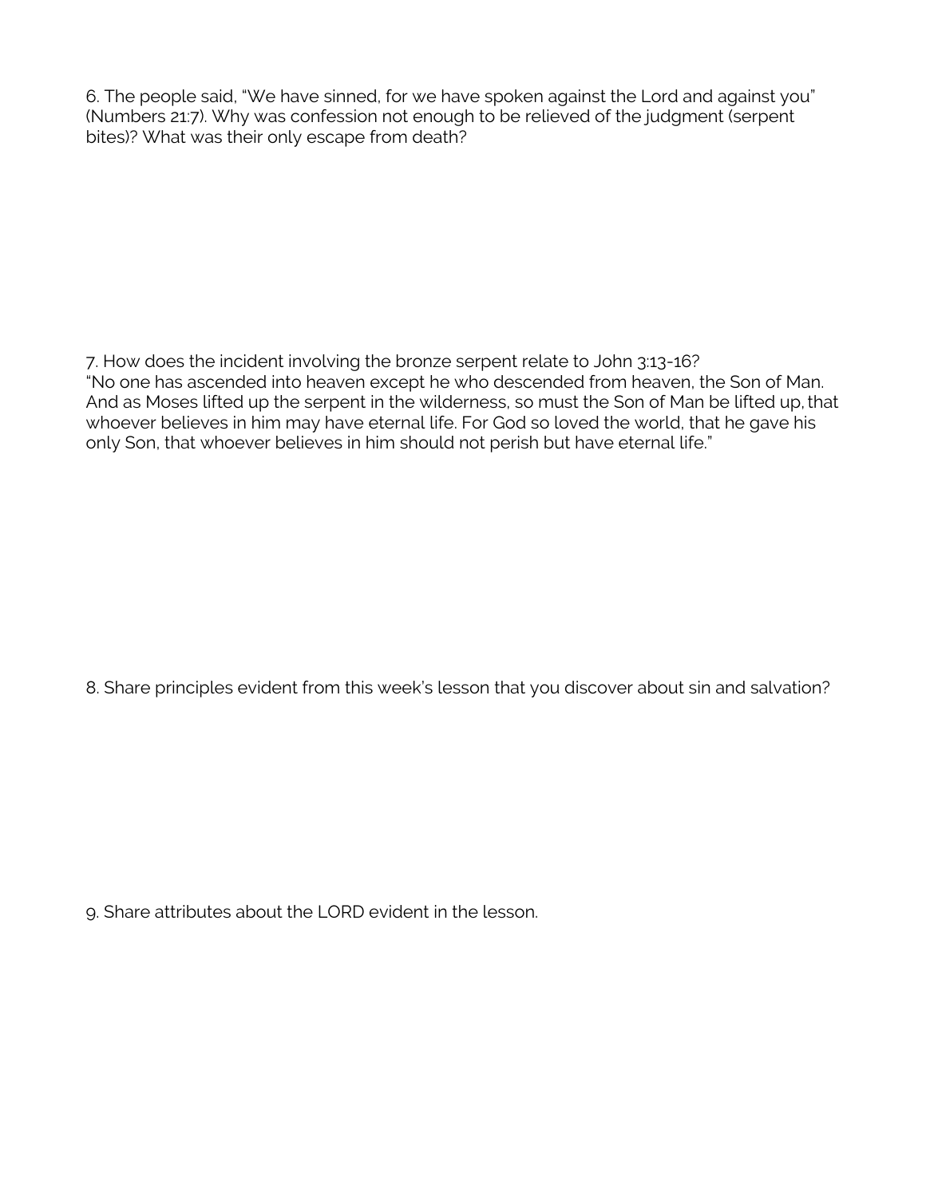6. The people said, "We have sinned, for we have spoken against the Lord and against you" (Numbers 21:7). Why was confession not enough to be relieved of the judgment (serpent bites)? What was their only escape from death?

7. How does the incident involving the bronze serpent relate to John 3:13-16?
"No one has ascended into heaven except he who descended from heaven, the Son of Man. And as Moses lifted up the serpent in the wilderness, so must the Son of Man be lifted up, that whoever believes in him may have eternal life. For God so loved the world, that he gave his only Son, that whoever believes in him should not perish but have eternal life."

8. Share principles evident from this week's lesson that you discover about sin and salvation?

9. Share attributes about the LORD evident in the lesson.